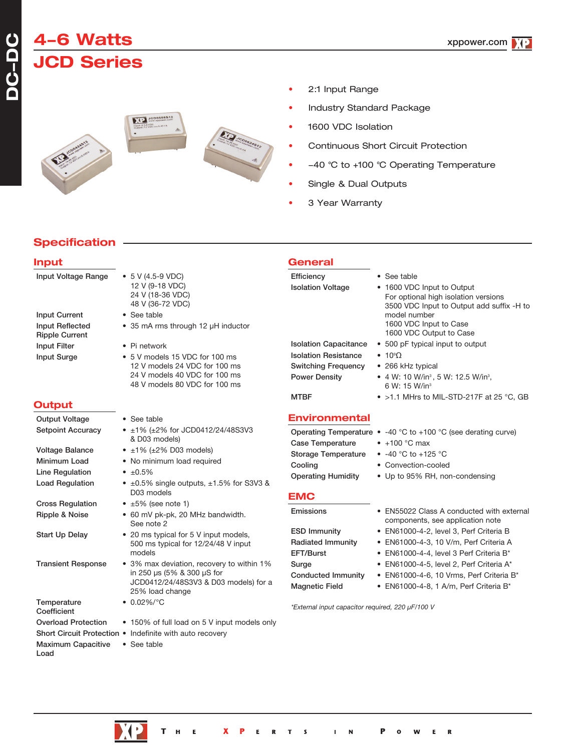# 4-6 Watts
# JCD Series

- 2:1 Input Range
- Industry Standard Package
- 1600 VDC Isolation
- Continuous Short Circuit Protection
- −40 °C to +100 °C Operating Temperature
- Single & Dual Outputs
- 3 Year Warranty

## Specification

### Input

| | |
|---|---|
| Input Voltage Range | • 5 V (4.5-9 VDC)<br>12 V (9-18 VDC)<br>24 V (18-36 VDC)<br>48 V (36-72 VDC) |
| Input Current | • See table |
| Input Reflected Ripple Current | • 35 mA rms through 12 µH inductor |
| Input Filter | • Pi network |
| Input Surge | • 5 V models 15 VDC for 100 ms<br>12 V models 24 VDC for 100 ms<br>24 V models 40 VDC for 100 ms<br>48 V models 80 VDC for 100 ms |

### Output

| | |
|---|---|
| Output Voltage | • See table |
| Setpoint Accuracy | • ±1% (±2% for JCD0412/24/48S3V3 & D03 models) |
| Voltage Balance | • ±1% (±2% D03 models) |
| Minimum Load | • No minimum load required |
| Line Regulation | • ±0.5% |
| Load Regulation | • ±0.5% single outputs, ±1.5% for S3V3 & D03 models |
| Cross Regulation | • ±5% (see note 1) |
| Ripple & Noise | • 60 mV pk-pk, 20 MHz bandwidth. See note 2 |
| Start Up Delay | • 20 ms typical for 5 V input models, 500 ms typical for 12/24/48 V input models |
| Transient Response | • 3% max deviation, recovery to within 1% in 250 µs (5% & 300 µS for JCD0412/24/48S3V3 & D03 models) for a 25% load change |
| Temperature Coefficient | • 0.02%/°C |
| Overload Protection | • 150% of full load on 5 V input models only |
| Short Circuit Protection | • Indefinite with auto recovery |
| Maximum Capacitive Load | • See table |

### General

| | |
|---|---|
| Efficiency | • See table |
| Isolation Voltage | • 1600 VDC Input to Output<br>For optional high isolation versions 3500 VDC Input to Output add suffix -H to model number<br>1600 VDC Input to Case<br>1600 VDC Output to Case |
| Isolation Capacitance | • 500 pF typical input to output |
| Isolation Resistance | • $10^9 \Omega$ |
| Switching Frequency | • 266 kHz typical |
| Power Density | • 4 W: 10 W/in³, 5 W: 12.5 W/in³, 6 W: 15 W/in³ |
| MTBF | • >1.1 MHrs to MIL-STD-217F at 25 °C, GB |

### Environmental

| | |
|---|---|
| Operating Temperature | • -40 °C to +100 °C (see derating curve) |
| Case Temperature | • +100 °C max |
| Storage Temperature | • -40 °C to +125 °C |
| Cooling | • Convection-cooled |
| Operating Humidity | • Up to 95% RH, non-condensing |

### EMC

| | |
|---|---|
| Emissions | • EN55022 Class A conducted with external components, see application note |
| ESD Immunity | • EN61000-4-2, level 3, Perf Criteria B |
| Radiated Immunity | • EN61000-4-3, 10 V/m, Perf Criteria A |
| EFT/Burst | • EN61000-4-4, level 3 Perf Criteria B* |
| Surge | • EN61000-4-5, level 2, Perf Criteria A* |
| Conducted Immunity | • EN61000-4-6, 10 Vrms, Perf Criteria B* |
| Magnetic Field | • EN61000-4-8, 1 A/m, Perf Criteria B* |

*\*External input capacitor required, 220 µF/100 V*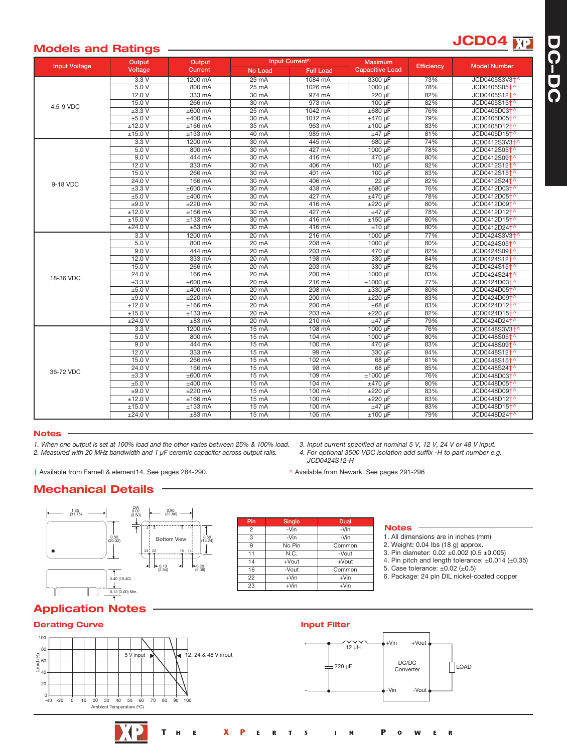## Models and Ratings

**JCD04**

| Input Voltage | Output Voltage | Output Current | Input Current(1) | | Maximum Capacitive Load | Efficiency | Model Number |
|---|---|---|---|---|---|---|---|
| | | | No Load | Full Load | | | |
| 4.5-9 VDC | 3.3 V | 1200 mA | 25 mA | 1084 mA | 3300 µF | 73% | JCD0405S3V3†^ |
| | 5.0 V | 800 mA | 25 mA | 1026 mA | 1000 µF | 78% | JCD0405S05†^ |
| | 12.0 V | 333 mA | 30 mA | 974 mA | 220 µF | 82% | JCD0405S12†^ |
| | 15.0 V | 266 mA | 30 mA | 973 mA | 100 µF | 82% | JCD0405S15†^ |
| | ±3.3 V | ±600 mA | 25 mA | 1042 mA | ±680 µF | 76% | JCD0405D03†^ |
| | ±5.0 V | ±400 mA | 30 mA | 1012 mA | ±470 µF | 79% | JCD0405D05†^ |
| | ±12.0 V | ±166 mA | 35 mA | 963 mA | ±100 µF | 83% | JCD0405D12†^ |
| | ±15.0 V | ±133 mA | 40 mA | 985 mA | ±47 µF | 81% | JCD0405D15†^ |
| 9-18 VDC | 3.3 V | 1200 mA | 30 mA | 445 mA | 680 µF | 74% | JCD0412S3V3†^ |
| | 5.0 V | 800 mA | 30 mA | 427 mA | 1000 µF | 78% | JCD0412S05†^ |
| | 9.0 V | 444 mA | 30 mA | 416 mA | 470 µF | 80% | JCD0412S09†^ |
| | 12.0 V | 333 mA | 30 mA | 406 mA | 100 µF | 82% | JCD0412S12†^ |
| | 15.0 V | 266 mA | 30 mA | 401 mA | 100 µF | 83% | JCD0412S15†^ |
| | 24.0 V | 166 mA | 30 mA | 406 mA | 22 µF | 82% | JCD0412S24†^ |
| | ±3.3 V | ±600 mA | 30 mA | 438 mA | ±680 µF | 76% | JCD0412D03†^ |
| | ±5.0 V | ±400 mA | 30 mA | 427 mA | ±470 µF | 78% | JCD0412D05†^ |
| | ±9.0 V | ±220 mA | 30 mA | 416 mA | ±220 µF | 80% | JCD0412D09†^ |
| | ±12.0 V | ±166 mA | 30 mA | 427 mA | ±47 µF | 78% | JCD0412D12†^ |
| | ±15.0 V | ±133 mA | 30 mA | 416 mA | ±150 µF | 80% | JCD0412D15†^ |
| | ±24.0 V | ±83 mA | 30 mA | 416 mA | ±10 µF | 80% | JCD0412D24†^ |
| 18-36 VDC | 3.3 V | 1200 mA | 20 mA | 216 mA | 1000 µF | 77% | JCD0424S3V3†^ |
| | 5.0 V | 800 mA | 20 mA | 208 mA | 1000 µF | 80% | JCD0424S05†^ |
| | 9.0 V | 444 mA | 20 mA | 203 mA | 470 µF | 82% | JCD0424S09†^ |
| | 12.0 V | 333 mA | 20 mA | 198 mA | 330 µF | 84% | JCD0424S12†^ |
| | 15.0 V | 266 mA | 20 mA | 203 mA | 330 µF | 82% | JCD0424S15†^ |
| | 24.0 V | 166 mA | 20 mA | 200 mA | 1000 µF | 83% | JCD0424S24†^ |
| | ±3.3 V | ±600 mA | 20 mA | 216 mA | ±1000 µF | 77% | JCD0424D03†^ |
| | ±5.0 V | ±400 mA | 20 mA | 208 mA | ±330 µF | 80% | JCD0424D05†^ |
| | ±9.0 V | ±220 mA | 20 mA | 200 mA | ±220 µF | 83% | JCD0424D09†^ |
| | ±12.0 V | ±166 mA | 20 mA | 200 mA | ±68 µF | 83% | JCD0424D12†^ |
| | ±15.0 V | ±133 mA | 20 mA | 203 mA | ±220 µF | 82% | JCD0424D15†^ |
| | ±24.0 V | ±83 mA | 20 mA | 210 mA | ±47 µF | 79% | JCD0424D24†^ |
| 36-72 VDC | 3.3 V | 1200 mA | 15 mA | 108 mA | 1000 µF | 76% | JCD0448S3V3†^ |
| | 5.0 V | 800 mA | 15 mA | 104 mA | 1000 µF | 80% | JCD0448S05†^ |
| | 9.0 V | 444 mA | 15 mA | 100 mA | 470 µF | 83% | JCD0448S09†^ |
| | 12.0 V | 333 mA | 15 mA | 99 mA | 330 µF | 84% | JCD0448S12†^ |
| | 15.0 V | 266 mA | 15 mA | 102 mA | 68 µF | 81% | JCD0448S15†^ |
| | 24.0 V | 166 mA | 15 mA | 98 mA | 68 µF | 85% | JCD0448S24†^ |
| | ±3.3 V | ±600 mA | 15 mA | 109 mA | ±1000 µF | 76% | JCD0448D03†^ |
| | ±5.0 V | ±400 mA | 15 mA | 104 mA | ±470 µF | 80% | JCD0448D05†^ |
| | ±9.0 V | ±220 mA | 15 mA | 100 mA | ±220 µF | 83% | JCD0448D09†^ |
| | ±12.0 V | ±166 mA | 15 mA | 100 mA | ±220 µF | 83% | JCD0448D12†^ |
| | ±15.0 V | ±133 mA | 15 mA | 100 mA | ±47 µF | 83% | JCD0448D15†^ |
| | ±24.0 V | ±83 mA | 15 mA | 105 mA | ±100 µF | 79% | JCD0448D24†^ |

## Notes

*1. When one output is set at 100% load and the other varies between 25% & 100% load.*
*2. Measured with 20 MHz bandwidth and 1 µF ceramic capacitor across output rails.*
*3. Input current specified at nominal 5 V, 12 V, 24 V or 48 V input.*
*4. For optional 3500 VDC isolation add suffix -H to part number e.g. JCD0424S12-H*

† Available from Farnell & element14. See pages 284-290.

^ Available from Newark. See pages 291-296

## Mechanical Details

1.25 (31.75); DIA 0.02 (0.50); 0.90 (22.86); 0.80 (20.32); 0.60 (15.24); Bottom View; 0.10 (2.54); 0.20 (5.08); 0.40 (10.40); 0.12 (3.00) Min.

| Pin | Single | Dual |
|---|---|---|
| 2 | -Vin | -Vin |
| 3 | -Vin | -Vin |
| 9 | No Pin | Common |
| 11 | N.C. | -Vout |
| 14 | +Vout | +Vout |
| 16 | -Vout | Common |
| 22 | +Vin | +Vin |
| 23 | +Vin | +Vin |

### Notes

1. All dimensions are in inches (mm)
2. Weight: 0.04 lbs (18 g) approx.
3. Pin diameter: 0.02 ±0.002 (0.5 ±0.005)
4. Pin pitch and length tolerance: ±0.014 (±0.35)
5. Case tolerance: ±0.02 (±0.5)
6. Package: 24 pin DIL nickel-coated copper

## Application Notes

### Derating Curve

Load (%) vs Ambient Temperature (°C); 5 V input; 12, 24 & 48 V input

### Input Filter

12 µH; 220 µF; +Vin; +Vout; DC/DC Converter; -Vin; -Vout; LOAD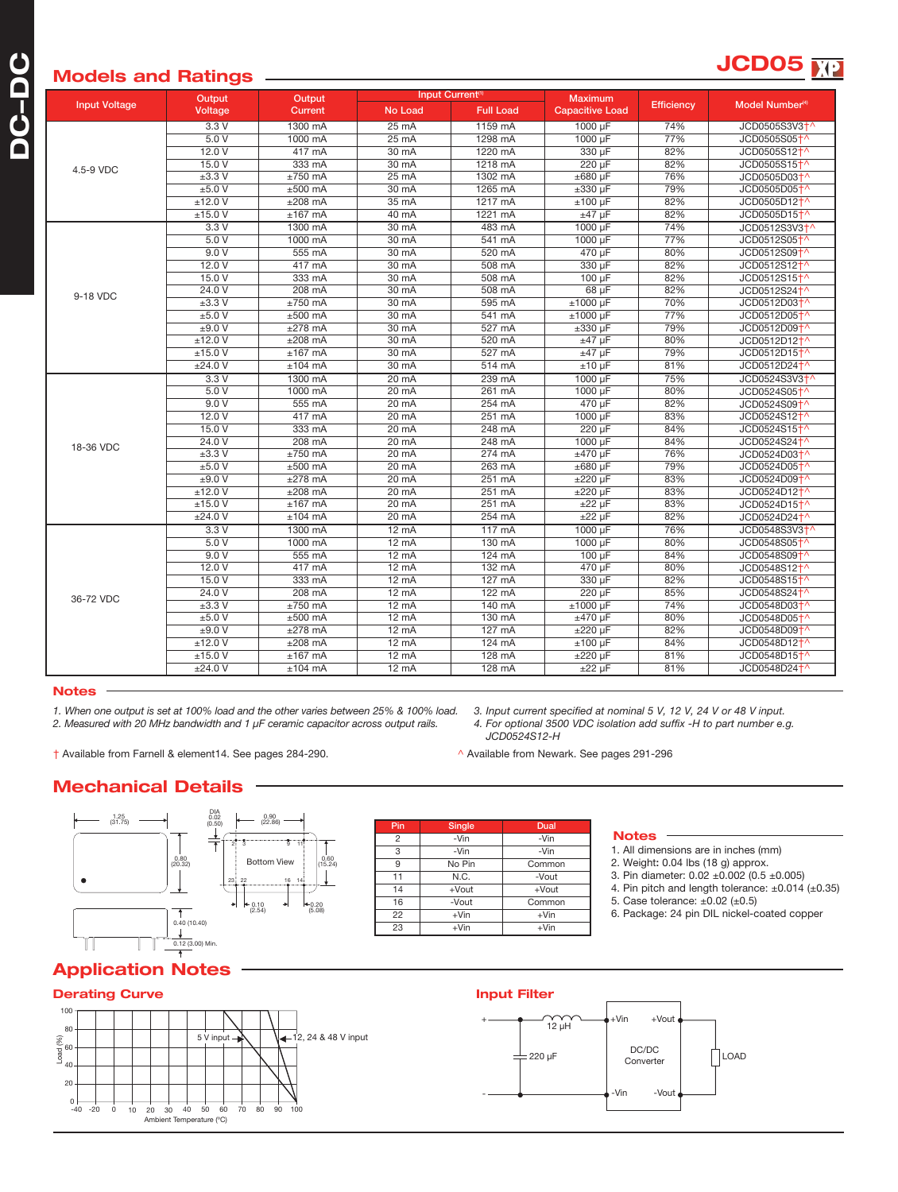## Models and Ratings

**JCD05**

| Input Voltage | Output Voltage | Output Current | Input Current[1] | | Maximum Capacitive Load | Efficiency | Model Number[4] |
|---|---|---|---|---|---|---|---|
| | | | No Load | Full Load | | | |
| 4.5-9 VDC | 3.3 V | 1300 mA | 25 mA | 1159 mA | 1000 µF | 74% | JCD0505S3V3†^ |
| | 5.0 V | 1000 mA | 25 mA | 1298 mA | 1000 µF | 77% | JCD0505S05†^ |
| | 12.0 V | 417 mA | 30 mA | 1220 mA | 330 µF | 82% | JCD0505S12†^ |
| | 15.0 V | 333 mA | 30 mA | 1218 mA | 220 µF | 82% | JCD0505S15†^ |
| | ±3.3 V | ±750 mA | 25 mA | 1302 mA | ±680 µF | 76% | JCD0505D03†^ |
| | ±5.0 V | ±500 mA | 30 mA | 1265 mA | ±330 µF | 79% | JCD0505D05†^ |
| | ±12.0 V | ±208 mA | 35 mA | 1217 mA | ±100 µF | 82% | JCD0505D12†^ |
| | ±15.0 V | ±167 mA | 40 mA | 1221 mA | ±47 µF | 82% | JCD0505D15†^ |
| 9-18 VDC | 3.3 V | 1300 mA | 30 mA | 483 mA | 1000 µF | 74% | JCD0512S3V3†^ |
| | 5.0 V | 1000 mA | 30 mA | 541 mA | 1000 µF | 77% | JCD0512S05†^ |
| | 9.0 V | 555 mA | 30 mA | 520 mA | 470 µF | 80% | JCD0512S09†^ |
| | 12.0 V | 417 mA | 30 mA | 508 mA | 330 µF | 82% | JCD0512S12†^ |
| | 15.0 V | 333 mA | 30 mA | 508 mA | 100 µF | 82% | JCD0512S15†^ |
| | 24.0 V | 208 mA | 30 mA | 508 mA | 68 µF | 82% | JCD0512S24†^ |
| | ±3.3 V | ±750 mA | 30 mA | 595 mA | ±1000 µF | 70% | JCD0512D03†^ |
| | ±5.0 V | ±500 mA | 30 mA | 541 mA | ±1000 µF | 77% | JCD0512D05†^ |
| | ±9.0 V | ±278 mA | 30 mA | 527 mA | ±330 µF | 79% | JCD0512D09†^ |
| | ±12.0 V | ±208 mA | 30 mA | 520 mA | ±47 µF | 80% | JCD0512D12†^ |
| | ±15.0 V | ±167 mA | 30 mA | 527 mA | ±47 µF | 79% | JCD0512D15†^ |
| | ±24.0 V | ±104 mA | 30 mA | 514 mA | ±10 µF | 81% | JCD0512D24†^ |
| 18-36 VDC | 3.3 V | 1300 mA | 20 mA | 239 mA | 1000 µF | 75% | JCD0524S3V3†^ |
| | 5.0 V | 1000 mA | 20 mA | 261 mA | 1000 µF | 80% | JCD0524S05†^ |
| | 9.0 V | 555 mA | 20 mA | 254 mA | 470 µF | 82% | JCD0524S09†^ |
| | 12.0 V | 417 mA | 20 mA | 251 mA | 1000 µF | 83% | JCD0524S12†^ |
| | 15.0 V | 333 mA | 20 mA | 248 mA | 220 µF | 84% | JCD0524S15†^ |
| | 24.0 V | 208 mA | 20 mA | 248 mA | 1000 µF | 84% | JCD0524S24†^ |
| | ±3.3 V | ±750 mA | 20 mA | 274 mA | ±470 µF | 76% | JCD0524D03†^ |
| | ±5.0 V | ±500 mA | 20 mA | 263 mA | ±680 µF | 79% | JCD0524D05†^ |
| | ±9.0 V | ±278 mA | 20 mA | 251 mA | ±220 µF | 83% | JCD0524D09†^ |
| | ±12.0 V | ±208 mA | 20 mA | 251 mA | ±220 µF | 83% | JCD0524D12†^ |
| | ±15.0 V | ±167 mA | 20 mA | 251 mA | ±22 µF | 83% | JCD0524D15†^ |
| | ±24.0 V | ±104 mA | 20 mA | 254 mA | ±22 µF | 82% | JCD0524D24†^ |
| 36-72 VDC | 3.3 V | 1300 mA | 12 mA | 117 mA | 1000 µF | 76% | JCD0548S3V3†^ |
| | 5.0 V | 1000 mA | 12 mA | 130 mA | 1000 µF | 80% | JCD0548S05†^ |
| | 9.0 V | 555 mA | 12 mA | 124 mA | 100 µF | 84% | JCD0548S09†^ |
| | 12.0 V | 417 mA | 12 mA | 132 mA | 470 µF | 80% | JCD0548S12†^ |
| | 15.0 V | 333 mA | 12 mA | 127 mA | 330 µF | 82% | JCD0548S15†^ |
| | 24.0 V | 208 mA | 12 mA | 122 mA | 220 µF | 85% | JCD0548S24†^ |
| | ±3.3 V | ±750 mA | 12 mA | 140 mA | ±1000 µF | 74% | JCD0548D03†^ |
| | ±5.0 V | ±500 mA | 12 mA | 130 mA | ±470 µF | 80% | JCD0548D05†^ |
| | ±9.0 V | ±278 mA | 12 mA | 127 mA | ±220 µF | 82% | JCD0548D09†^ |
| | ±12.0 V | ±208 mA | 12 mA | 124 mA | ±100 µF | 84% | JCD0548D12†^ |
| | ±15.0 V | ±167 mA | 12 mA | 128 mA | ±220 µF | 81% | JCD0548D15†^ |
| | ±24.0 V | ±104 mA | 12 mA | 128 mA | ±22 µF | 81% | JCD0548D24†^ |

### Notes

*1. When one output is set at 100% load and the other varies between 25% & 100% load.*
*2. Measured with 20 MHz bandwidth and 1 µF ceramic capacitor across output rails.*
*3. Input current specified at nominal 5 V, 12 V, 24 V or 48 V input.*
*4. For optional 3500 VDC isolation add suffix -H to part number e.g. JCD0524S12-H*

† Available from Farnell & element14. See pages 284-290.

^ Available from Newark. See pages 291-296

## Mechanical Details

1.25 (31.75) | DIA 0.02 (0.50) | 0.90 (22.86) | 0.80 (20.32) | 0.60 (15.24) | Bottom View | 0.10 (2.54) | 0.20 (5.08) | 0.40 (10.40) | 0.12 (3.00) Min.

| Pin | Single | Dual |
|---|---|---|
| 2 | -Vin | -Vin |
| 3 | -Vin | -Vin |
| 9 | No Pin | Common |
| 11 | N.C. | -Vout |
| 14 | +Vout | +Vout |
| 16 | -Vout | Common |
| 22 | +Vin | +Vin |
| 23 | +Vin | +Vin |

### Notes

1. All dimensions are in inches (mm)
2. Weight: 0.04 lbs (18 g) approx.
3. Pin diameter: 0.02 ±0.002 (0.5 ±0.005)
4. Pin pitch and length tolerance: ±0.014 (±0.35)
5. Case tolerance: ±0.02 (±0.5)
6. Package: 24 pin DIL nickel-coated copper

## Application Notes

### Derating Curve

Load (%) vs Ambient Temperature (°C); 5 V input; 12, 24 & 48 V input

### Input Filter

12 µH; 220 µF; +Vin; -Vin; +Vout; -Vout; DC/DC Converter; LOAD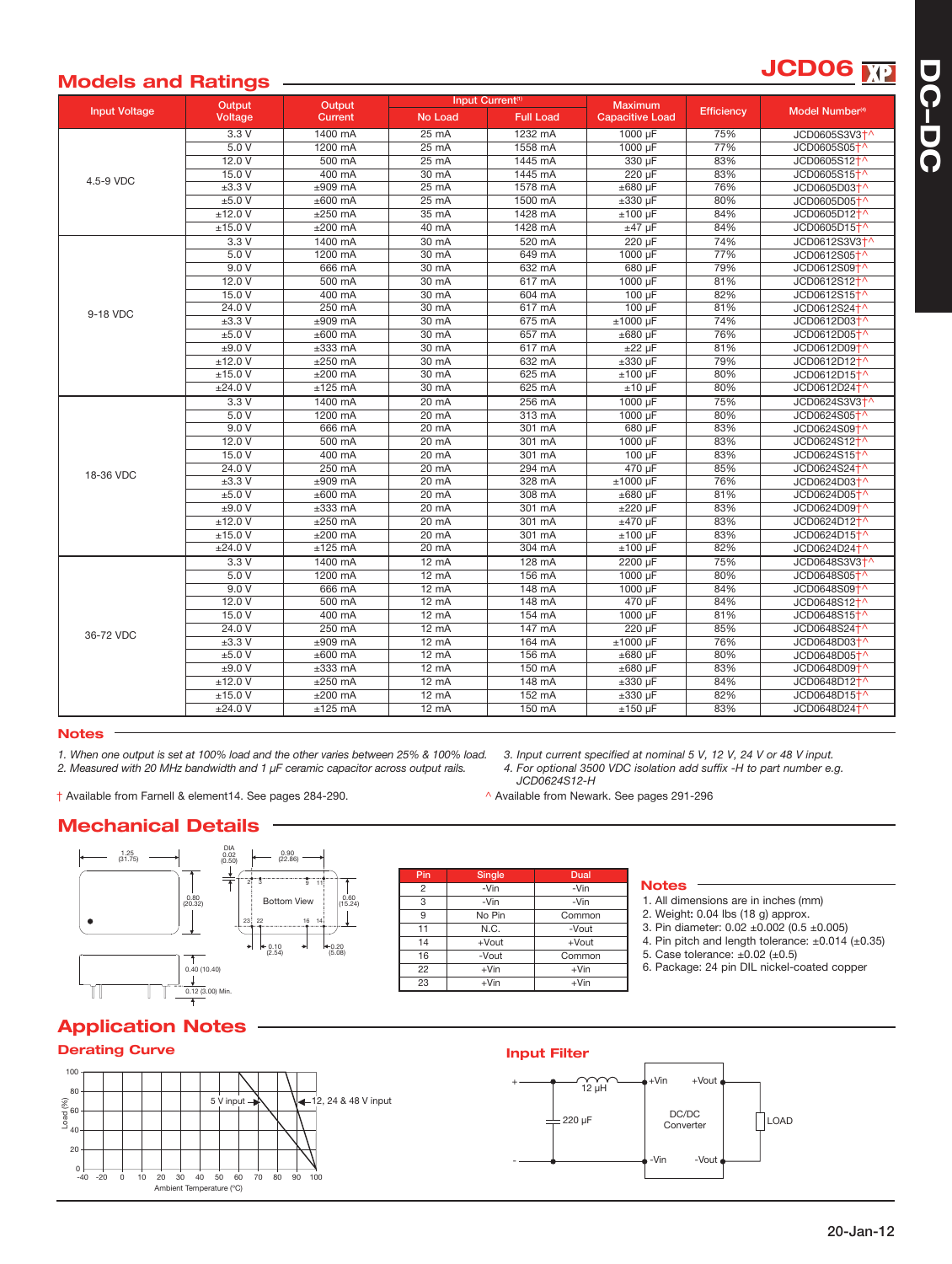# JCD06

## Models and Ratings

| Input Voltage | Output Voltage | Output Current | Input Current[1] | | Maximum Capacitive Load | Efficiency | Model Number[4] |
|---|---|---|---|---|---|---|---|
| | | | No Load | Full Load | | | |
| 4.5-9 VDC | 3.3 V | 1400 mA | 25 mA | 1232 mA | 1000 µF | 75% | JCD0605S3V3†^ |
| | 5.0 V | 1200 mA | 25 mA | 1558 mA | 1000 µF | 77% | JCD0605S05†^ |
| | 12.0 V | 500 mA | 25 mA | 1445 mA | 330 µF | 83% | JCD0605S12†^ |
| | 15.0 V | 400 mA | 30 mA | 1445 mA | 220 µF | 83% | JCD0605S15†^ |
| | ±3.3 V | ±909 mA | 25 mA | 1578 mA | ±680 µF | 76% | JCD0605D03†^ |
| | ±5.0 V | ±600 mA | 25 mA | 1500 mA | ±330 µF | 80% | JCD0605D05†^ |
| | ±12.0 V | ±250 mA | 35 mA | 1428 mA | ±100 µF | 84% | JCD0605D12†^ |
| | ±15.0 V | ±200 mA | 40 mA | 1428 mA | ±47 µF | 84% | JCD0605D15†^ |
| 9-18 VDC | 3.3 V | 1400 mA | 30 mA | 520 mA | 220 µF | 74% | JCD0612S3V3†^ |
| | 5.0 V | 1200 mA | 30 mA | 649 mA | 1000 µF | 77% | JCD0612S05†^ |
| | 9.0 V | 666 mA | 30 mA | 632 mA | 680 µF | 79% | JCD0612S09†^ |
| | 12.0 V | 500 mA | 30 mA | 617 mA | 1000 µF | 81% | JCD0612S12†^ |
| | 15.0 V | 400 mA | 30 mA | 604 mA | 100 µF | 82% | JCD0612S15†^ |
| | 24.0 V | 250 mA | 30 mA | 617 mA | 100 µF | 81% | JCD0612S24†^ |
| | ±3.3 V | ±909 mA | 30 mA | 675 mA | ±1000 µF | 74% | JCD0612D03†^ |
| | ±5.0 V | ±600 mA | 30 mA | 657 mA | ±680 µF | 76% | JCD0612D05†^ |
| | ±9.0 V | ±333 mA | 30 mA | 617 mA | ±22 µF | 81% | JCD0612D09†^ |
| | ±12.0 V | ±250 mA | 30 mA | 632 mA | ±330 µF | 79% | JCD0612D12†^ |
| | ±15.0 V | ±200 mA | 30 mA | 625 mA | ±100 µF | 80% | JCD0612D15†^ |
| | ±24.0 V | ±125 mA | 30 mA | 625 mA | ±10 µF | 80% | JCD0612D24†^ |
| 18-36 VDC | 3.3 V | 1400 mA | 20 mA | 256 mA | 1000 µF | 75% | JCD0624S3V3†^ |
| | 5.0 V | 1200 mA | 20 mA | 313 mA | 1000 µF | 80% | JCD0624S05†^ |
| | 9.0 V | 666 mA | 20 mA | 301 mA | 680 µF | 83% | JCD0624S09†^ |
| | 12.0 V | 500 mA | 20 mA | 301 mA | 1000 µF | 83% | JCD0624S12†^ |
| | 15.0 V | 400 mA | 20 mA | 301 mA | 100 µF | 83% | JCD0624S15†^ |
| | 24.0 V | 250 mA | 20 mA | 294 mA | 470 µF | 85% | JCD0624S24†^ |
| | ±3.3 V | ±909 mA | 20 mA | 328 mA | ±1000 µF | 76% | JCD0624D03†^ |
| | ±5.0 V | ±600 mA | 20 mA | 308 mA | ±680 µF | 81% | JCD0624D05†^ |
| | ±9.0 V | ±333 mA | 20 mA | 301 mA | ±220 µF | 83% | JCD0624D09†^ |
| | ±12.0 V | ±250 mA | 20 mA | 301 mA | ±470 µF | 83% | JCD0624D12†^ |
| | ±15.0 V | ±200 mA | 20 mA | 301 mA | ±100 µF | 83% | JCD0624D15†^ |
| | ±24.0 V | ±125 mA | 20 mA | 304 mA | ±100 µF | 82% | JCD0624D24†^ |
| 36-72 VDC | 3.3 V | 1400 mA | 12 mA | 128 mA | 2200 µF | 75% | JCD0648S3V3†^ |
| | 5.0 V | 1200 mA | 12 mA | 156 mA | 1000 µF | 80% | JCD0648S05†^ |
| | 9.0 V | 666 mA | 12 mA | 148 mA | 1000 µF | 84% | JCD0648S09†^ |
| | 12.0 V | 500 mA | 12 mA | 148 mA | 470 µF | 84% | JCD0648S12†^ |
| | 15.0 V | 400 mA | 12 mA | 154 mA | 1000 µF | 81% | JCD0648S15†^ |
| | 24.0 V | 250 mA | 12 mA | 147 mA | 220 µF | 85% | JCD0648S24†^ |
| | ±3.3 V | ±909 mA | 12 mA | 164 mA | ±1000 µF | 76% | JCD0648D03†^ |
| | ±5.0 V | ±600 mA | 12 mA | 156 mA | ±680 µF | 80% | JCD0648D05†^ |
| | ±9.0 V | ±333 mA | 12 mA | 150 mA | ±680 µF | 83% | JCD0648D09†^ |
| | ±12.0 V | ±250 mA | 12 mA | 148 mA | ±330 µF | 84% | JCD0648D12†^ |
| | ±15.0 V | ±200 mA | 12 mA | 152 mA | ±330 µF | 82% | JCD0648D15†^ |
| | ±24.0 V | ±125 mA | 12 mA | 150 mA | ±150 µF | 83% | JCD0648D24†^ |

## Notes

1. *When one output is set at 100% load and the other varies between 25% & 100% load.*
2. *Measured with 20 MHz bandwidth and 1 µF ceramic capacitor across output rails.*
3. *Input current specified at nominal 5 V, 12 V, 24 V or 48 V input.*
4. *For optional 3500 VDC isolation add suffix -H to part number e.g. JCD0624S12-H*

† Available from Farnell & element14. See pages 284-290.

^ Available from Newark. See pages 291-296

## Mechanical Details

1.25 (31.75)
DIA 0.02 (0.50)
0.90 (22.86)
0.80 (20.32)
Bottom View
2 3 9 11
23 22 16 14
0.60 (15.24)
0.10 (2.54)
0.20 (5.08)
0.40 (10.40)
0.12 (3.00) Min.

| Pin | Single | Dual |
|---|---|---|
| 2 | -Vin | -Vin |
| 3 | -Vin | -Vin |
| 9 | No Pin | Common |
| 11 | N.C. | -Vout |
| 14 | +Vout | +Vout |
| 16 | -Vout | Common |
| 22 | +Vin | +Vin |
| 23 | +Vin | +Vin |

### Notes

1. All dimensions are in inches (mm)
2. Weight: 0.04 lbs (18 g) approx.
3. Pin diameter: 0.02 ±0.002 (0.5 ±0.005)
4. Pin pitch and length tolerance: ±0.014 (±0.35)
5. Case tolerance: ±0.02 (±0.5)
6. Package: 24 pin DIL nickel-coated copper

## Application Notes

### Derating Curve

Load (%)
100
80
60
40
20
0
-40 -20 0 10 20 30 40 50 60 70 80 90 100
Ambient Temperature (°C)
5 V input
12, 24 & 48 V input

### Input Filter

+
-
12 µH
220 µF
+Vin
-Vin
DC/DC Converter
+Vout
-Vout
LOAD